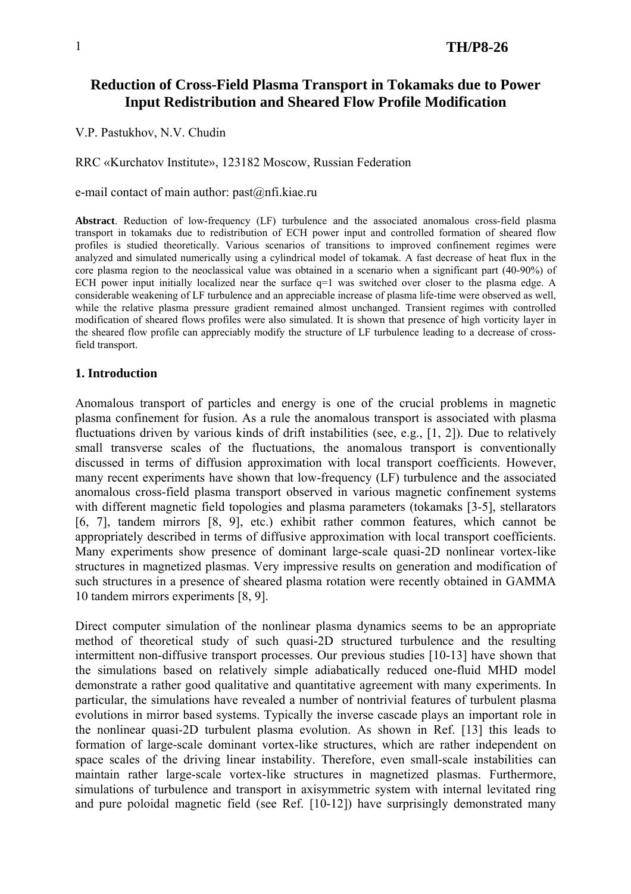# Reduction of Cross-Field Plasma Transport in Tokamaks due to Power Input Redistribution and Sheared Flow Profile Modification

V.P. Pastukhov, N.V. Chudin

RRC «Kurchatov Institute», 123182 Moscow, Russian Federation

e-mail contact of main author: past@nfi.kiae.ru

**Abstract**. Reduction of low-frequency (LF) turbulence and the associated anomalous cross-field plasma transport in tokamaks due to redistribution of ECH power input and controlled formation of sheared flow profiles is studied theoretically. Various scenarios of transitions to improved confinement regimes were analyzed and simulated numerically using a cylindrical model of tokamak. A fast decrease of heat flux in the core plasma region to the neoclassical value was obtained in a scenario when a significant part (40-90%) of ECH power input initially localized near the surface q=1 was switched over closer to the plasma edge. A considerable weakening of LF turbulence and an appreciable increase of plasma life-time were observed as well, while the relative plasma pressure gradient remained almost unchanged. Transient regimes with controlled modification of sheared flows profiles were also simulated. It is shown that presence of high vorticity layer in the sheared flow profile can appreciably modify the structure of LF turbulence leading to a decrease of cross-field transport.

## 1. Introduction

Anomalous transport of particles and energy is one of the crucial problems in magnetic plasma confinement for fusion. As a rule the anomalous transport is associated with plasma fluctuations driven by various kinds of drift instabilities (see, e.g., [1, 2]). Due to relatively small transverse scales of the fluctuations, the anomalous transport is conventionally discussed in terms of diffusion approximation with local transport coefficients. However, many recent experiments have shown that low-frequency (LF) turbulence and the associated anomalous cross-field plasma transport observed in various magnetic confinement systems with different magnetic field topologies and plasma parameters (tokamaks [3-5], stellarators [6, 7], tandem mirrors [8, 9], etc.) exhibit rather common features, which cannot be appropriately described in terms of diffusive approximation with local transport coefficients. Many experiments show presence of dominant large-scale quasi-2D nonlinear vortex-like structures in magnetized plasmas. Very impressive results on generation and modification of such structures in a presence of sheared plasma rotation were recently obtained in GAMMA 10 tandem mirrors experiments [8, 9].

Direct computer simulation of the nonlinear plasma dynamics seems to be an appropriate method of theoretical study of such quasi-2D structured turbulence and the resulting intermittent non-diffusive transport processes. Our previous studies [10-13] have shown that the simulations based on relatively simple adiabatically reduced one-fluid MHD model demonstrate a rather good qualitative and quantitative agreement with many experiments. In particular, the simulations have revealed a number of nontrivial features of turbulent plasma evolutions in mirror based systems. Typically the inverse cascade plays an important role in the nonlinear quasi-2D turbulent plasma evolution. As shown in Ref. [13] this leads to formation of large-scale dominant vortex-like structures, which are rather independent on space scales of the driving linear instability. Therefore, even small-scale instabilities can maintain rather large-scale vortex-like structures in magnetized plasmas. Furthermore, simulations of turbulence and transport in axisymmetric system with internal levitated ring and pure poloidal magnetic field (see Ref. [10-12]) have surprisingly demonstrated many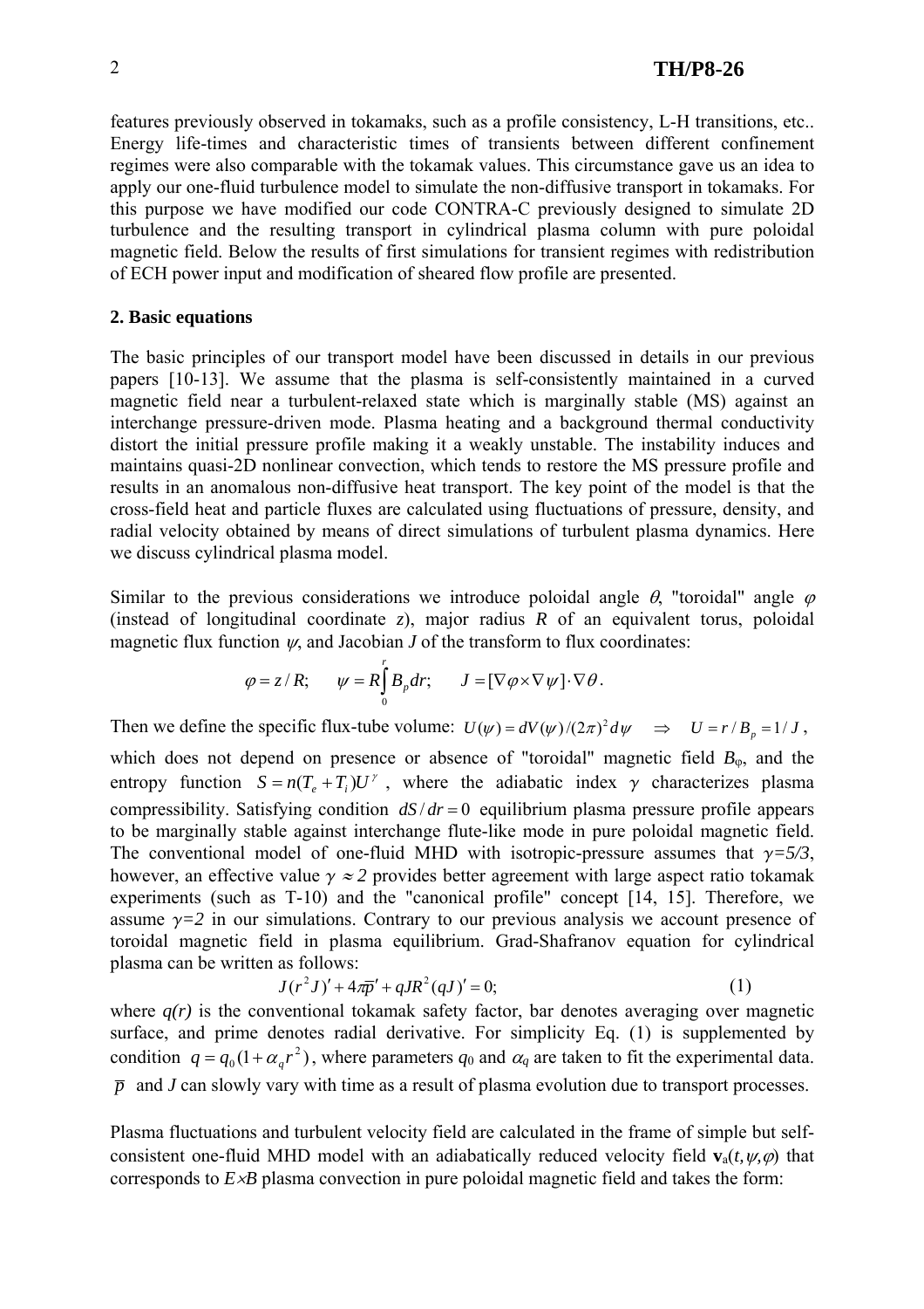features previously observed in tokamaks, such as a profile consistency, L-H transitions, etc.. Energy life-times and characteristic times of transients between different confinement regimes were also comparable with the tokamak values. This circumstance gave us an idea to apply our one-fluid turbulence model to simulate the non-diffusive transport in tokamaks. For this purpose we have modified our code CONTRA-C previously designed to simulate 2D turbulence and the resulting transport in cylindrical plasma column with pure poloidal magnetic field. Below the results of first simulations for transient regimes with redistribution of ECH power input and modification of sheared flow profile are presented.

## 2. Basic equations

The basic principles of our transport model have been discussed in details in our previous papers [10-13]. We assume that the plasma is self-consistently maintained in a curved magnetic field near a turbulent-relaxed state which is marginally stable (MS) against an interchange pressure-driven mode. Plasma heating and a background thermal conductivity distort the initial pressure profile making it a weakly unstable. The instability induces and maintains quasi-2D nonlinear convection, which tends to restore the MS pressure profile and results in an anomalous non-diffusive heat transport. The key point of the model is that the cross-field heat and particle fluxes are calculated using fluctuations of pressure, density, and radial velocity obtained by means of direct simulations of turbulent plasma dynamics. Here we discuss cylindrical plasma model.

Similar to the previous considerations we introduce poloidal angle $\theta$, "toroidal" angle $\varphi$ (instead of longitudinal coordinate $z$), major radius $R$ of an equivalent torus, poloidal magnetic flux function $\psi$, and Jacobian $J$ of the transform to flux coordinates:

$$\varphi = z/R; \qquad \psi = R\int_0^r B_p dr; \qquad J = [\nabla\varphi \times \nabla\psi]\cdot\nabla\theta .$$

Then we define the specific flux-tube volume: $U(\psi) = dV(\psi)/(2\pi)^2 d\psi \quad \Rightarrow \quad U = r/B_p = 1/J$, which does not depend on presence or absence of "toroidal" magnetic field $B_\varphi$, and the entropy function $S = n(T_e + T_i)U^\gamma$, where the adiabatic index $\gamma$ characterizes plasma compressibility. Satisfying condition $dS/dr = 0$ equilibrium plasma pressure profile appears to be marginally stable against interchange flute-like mode in pure poloidal magnetic field. The conventional model of one-fluid MHD with isotropic-pressure assumes that $\gamma=5/3$, however, an effective value $\gamma \approx 2$ provides better agreement with large aspect ratio tokamak experiments (such as T-10) and the "canonical profile" concept [14, 15]. Therefore, we assume $\gamma=2$ in our simulations. Contrary to our previous analysis we account presence of toroidal magnetic field in plasma equilibrium. Grad-Shafranov equation for cylindrical plasma can be written as follows:

$$J(r^2 J)' + 4\pi\overline{p}' + qJR^2(qJ)' = 0; \qquad (1)$$

where $q(r)$ is the conventional tokamak safety factor, bar denotes averaging over magnetic surface, and prime denotes radial derivative. For simplicity Eq. (1) is supplemented by condition $q = q_0(1 + \alpha_q r^2)$, where parameters $q_0$ and $\alpha_q$ are taken to fit the experimental data. $\overline{p}$ and $J$ can slowly vary with time as a result of plasma evolution due to transport processes.

Plasma fluctuations and turbulent velocity field are calculated in the frame of simple but self-consistent one-fluid MHD model with an adiabatically reduced velocity field $\mathbf{v}_a(t,\psi,\varphi)$ that corresponds to $E\times B$ plasma convection in pure poloidal magnetic field and takes the form: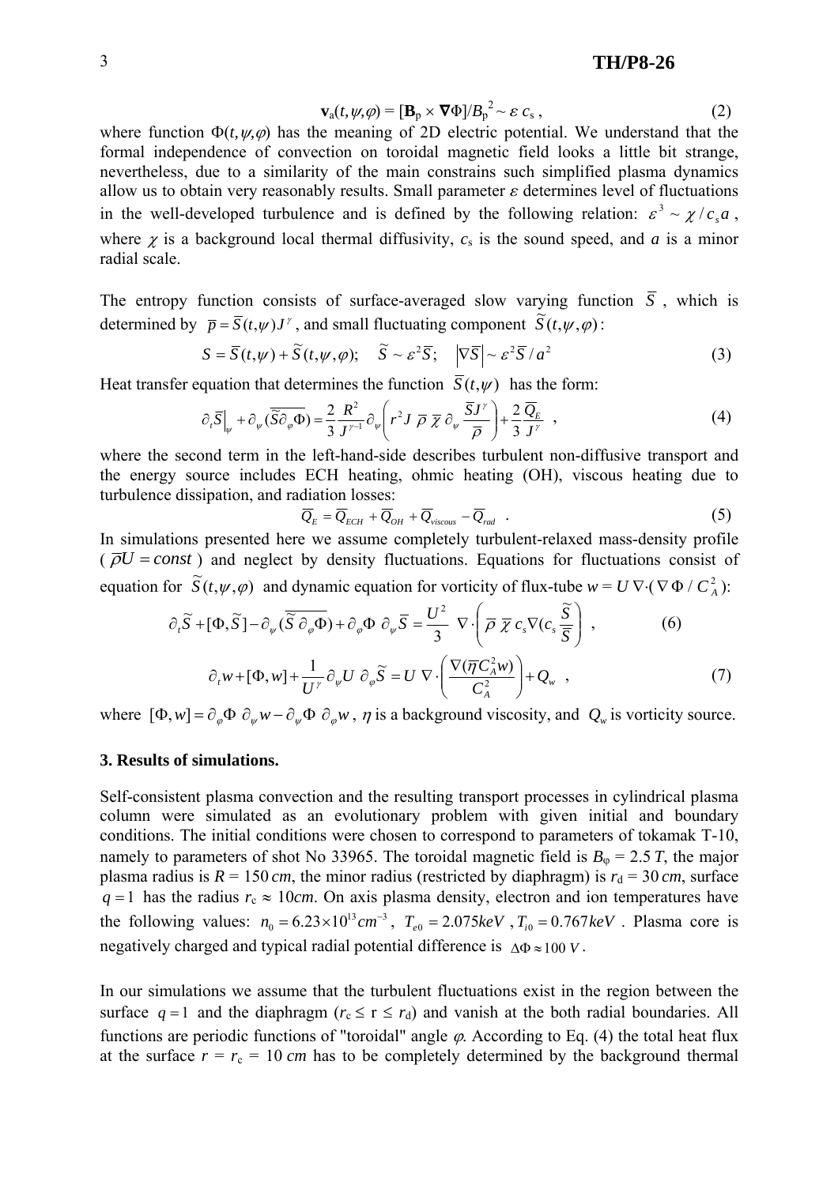$$\mathbf{v}_a(t,\psi,\varphi) = [\mathbf{B}_p \times \nabla\Phi]/B_p^2 \sim \varepsilon\, c_s\,, \qquad (2)$$

where function $\Phi(t,\psi,\varphi)$ has the meaning of 2D electric potential. We understand that the formal independence of convection on toroidal magnetic field looks a little bit strange, nevertheless, due to a similarity of the main constrains such simplified plasma dynamics allow us to obtain very reasonably results. Small parameter $\varepsilon$ determines level of fluctuations in the well-developed turbulence and is defined by the following relation: $\varepsilon^3 \sim \chi / c_s a$, where $\chi$ is a background local thermal diffusivity, $c_s$ is the sound speed, and $a$ is a minor radial scale.

The entropy function consists of surface-averaged slow varying function $\overline{S}$, which is determined by $\overline{p} = \overline{S}(t,\psi)J^{\gamma}$, and small fluctuating component $\widetilde{S}(t,\psi,\varphi)$:

$$S = \overline{S}(t,\psi) + \widetilde{S}(t,\psi,\varphi); \quad \widetilde{S} \sim \varepsilon^2 \overline{S}; \quad \left|\nabla \widetilde{S}\right| \sim \varepsilon^2 \overline{S}/a^2 \qquad (3)$$

Heat transfer equation that determines the function $\overline{S}(t,\psi)$ has the form:

$$\partial_t \overline{S}\Big|_{\psi} + \partial_{\psi}(\overline{\widetilde{S}\partial_{\varphi}\Phi}) = \frac{2}{3}\frac{R^2}{J^{\gamma-1}}\partial_{\psi}\left(r^2 J\, \overline{\rho}\, \overline{\chi}\, \partial_{\psi}\frac{\overline{S}J^{\gamma}}{\overline{\rho}}\right) + \frac{2}{3}\frac{\overline{Q}_E}{J^{\gamma}}\,, \qquad (4)$$

where the second term in the left-hand-side describes turbulent non-diffusive transport and the energy source includes ECH heating, ohmic heating (OH), viscous heating due to turbulence dissipation, and radiation losses:

$$\overline{Q}_E = \overline{Q}_{ECH} + \overline{Q}_{OH} + \overline{Q}_{viscous} - \overline{Q}_{rad}\,. \qquad (5)$$

In simulations presented here we assume completely turbulent-relaxed mass-density profile ($\overline{\rho}U = const$) and neglect by density fluctuations. Equations for fluctuations consist of equation for $\widetilde{S}(t,\psi,\varphi)$ and dynamic equation for vorticity of flux-tube $w = U\,\nabla\cdot(\nabla\Phi / C_A^2)$:

$$\partial_t \widetilde{S} + [\Phi, \widetilde{S}] - \partial_{\psi}(\overline{\widetilde{S}\,\partial_{\varphi}\Phi}) + \partial_{\varphi}\Phi\, \partial_{\psi}\overline{S} = \frac{U^2}{3}\,\nabla\cdot\left(\overline{\rho}\,\overline{\chi}\,c_s \nabla(c_s \frac{\widetilde{S}}{\overline{S}}\right)\,, \qquad (6)$$

$$\partial_t w + [\Phi, w] + \frac{1}{U^{\gamma}}\partial_{\psi}U\,\partial_{\varphi}\widetilde{S} = U\,\nabla\cdot\left(\frac{\nabla(\overline{\eta}C_A^2 w)}{C_A^2}\right) + Q_w\,, \qquad (7)$$

where $[\Phi, w] = \partial_{\varphi}\Phi\,\partial_{\psi}w - \partial_{\psi}\Phi\,\partial_{\varphi}w$, $\eta$ is a background viscosity, and $Q_w$ is vorticity source.

## 3. Results of simulations.

Self-consistent plasma convection and the resulting transport processes in cylindrical plasma column were simulated as an evolutionary problem with given initial and boundary conditions. The initial conditions were chosen to correspond to parameters of tokamak T-10, namely to parameters of shot No 33965. The toroidal magnetic field is $B_{\varphi} = 2.5\,T$, the major plasma radius is $R = 150\,cm$, the minor radius (restricted by diaphragm) is $r_d = 30\,cm$, surface $q = 1$ has the radius $r_c \approx 10cm$. On axis plasma density, electron and ion temperatures have the following values: $n_0 = 6.23\times10^{13}cm^{-3}$, $T_{e0} = 2.075keV$, $T_{i0} = 0.767keV$. Plasma core is negatively charged and typical radial potential difference is $\Delta\Phi \approx 100\,V$.

In our simulations we assume that the turbulent fluctuations exist in the region between the surface $q = 1$ and the diaphragm ($r_c \le r \le r_d$) and vanish at the both radial boundaries. All functions are periodic functions of "toroidal" angle $\varphi$. According to Eq. (4) the total heat flux at the surface $r = r_c = 10\,cm$ has to be completely determined by the background thermal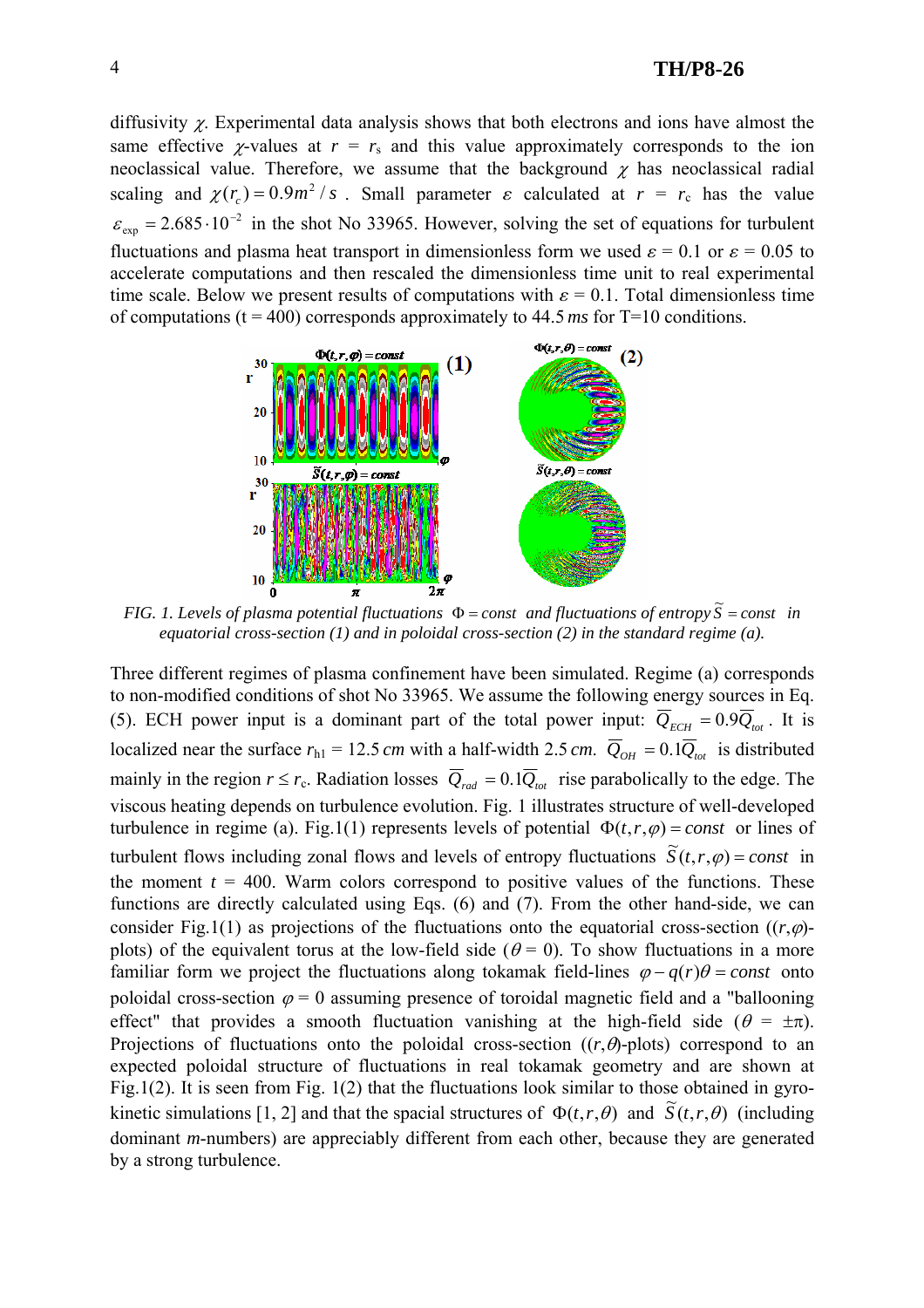diffusivity $\chi$. Experimental data analysis shows that both electrons and ions have almost the same effective $\chi$-values at $r = r_s$ and this value approximately corresponds to the ion neoclassical value. Therefore, we assume that the background $\chi$ has neoclassical radial scaling and $\chi(r_c) = 0.9 m^2/s$ . Small parameter $\varepsilon$ calculated at $r = r_c$ has the value $\varepsilon_{\exp} = 2.685 \cdot 10^{-2}$ in the shot No 33965. However, solving the set of equations for turbulent fluctuations and plasma heat transport in dimensionless form we used $\varepsilon = 0.1$ or $\varepsilon = 0.05$ to accelerate computations and then rescaled the dimensionless time unit to real experimental time scale. Below we present results of computations with $\varepsilon = 0.1$. Total dimensionless time of computations (t = 400) corresponds approximately to 44.5 *ms* for T=10 conditions.

FIG. 1. *Levels of plasma potential fluctuations* $\Phi = const$ *and fluctuations of entropy* $\tilde{S} = const$ *in equatorial cross-section (1) and in poloidal cross-section (2) in the standard regime (a).*

Three different regimes of plasma confinement have been simulated. Regime (a) corresponds to non-modified conditions of shot No 33965. We assume the following energy sources in Eq. (5). ECH power input is a dominant part of the total power input: $\overline{Q}_{ECH} = 0.9\overline{Q}_{tot}$ . It is localized near the surface $r_{h1}$ = 12.5 *cm* with a half-width 2.5 *cm*. $\overline{Q}_{OH} = 0.1\overline{Q}_{tot}$ is distributed mainly in the region $r \le r_c$. Radiation losses $\overline{Q}_{rad} = 0.1\overline{Q}_{tot}$ rise parabolically to the edge. The viscous heating depends on turbulence evolution. Fig. 1 illustrates structure of well-developed turbulence in regime (a). Fig.1(1) represents levels of potential $\Phi(t, r, \varphi) = const$ or lines of turbulent flows including zonal flows and levels of entropy fluctuations $\tilde{S}(t, r, \varphi) = const$ in the moment $t$ = 400. Warm colors correspond to positive values of the functions. These functions are directly calculated using Eqs. (6) and (7). From the other hand-side, we can consider Fig.1(1) as projections of the fluctuations onto the equatorial cross-section ($(r,\varphi)$-plots) of the equivalent torus at the low-field side ($\theta = 0$). To show fluctuations in a more familiar form we project the fluctuations along tokamak field-lines $\varphi - q(r)\theta = const$ onto poloidal cross-section $\varphi = 0$ assuming presence of toroidal magnetic field and a "ballooning effect" that provides a smooth fluctuation vanishing at the high-field side ($\theta = \pm\pi$). Projections of fluctuations onto the poloidal cross-section ($(r,\theta)$-plots) correspond to an expected poloidal structure of fluctuations in real tokamak geometry and are shown at Fig.1(2). It is seen from Fig. 1(2) that the fluctuations look similar to those obtained in gyro-kinetic simulations [1, 2] and that the spacial structures of $\Phi(t, r, \theta)$ and $\tilde{S}(t, r, \theta)$ (including dominant *m*-numbers) are appreciably different from each other, because they are generated by a strong turbulence.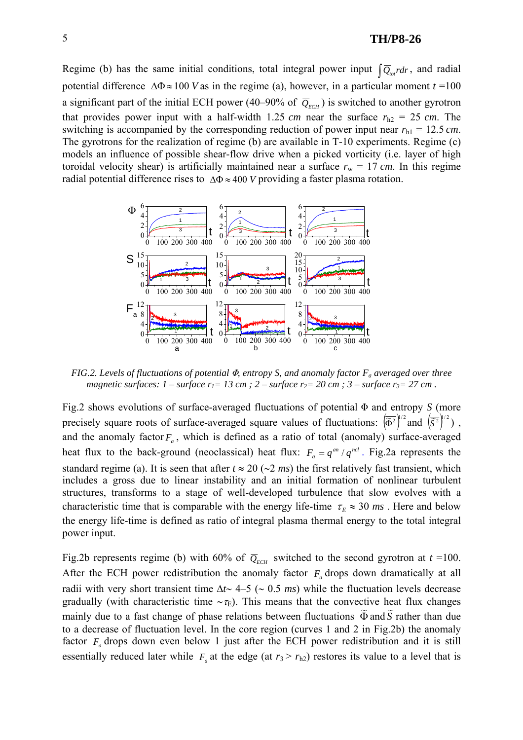Regime (b) has the same initial conditions, total integral power input $\int \overline{Q}_{tot} r dr$, and radial potential difference $\Delta\Phi \approx 100\ V$ as in the regime (a), however, in a particular moment $t$ =100 a significant part of the initial ECH power (40–90% of $\overline{Q}_{ECH}$) is switched to another gyrotron that provides power input with a half-width 1.25 *cm* near the surface $r_{h2}$ = 25 *cm*. The switching is accompanied by the corresponding reduction of power input near $r_{h1}$ = 12.5 *cm*. The gyrotrons for the realization of regime (b) are available in T-10 experiments. Regime (c) models an influence of possible shear-flow drive when a picked vorticity (i.e. layer of high toroidal velocity shear) is artificially maintained near a surface $r_w$ = 17 *cm*. In this regime radial potential difference rises to $\Delta\Phi \approx 400\ V$ providing a faster plasma rotation.

*FIG.2. Levels of fluctuations of potential Φ, entropy S, and anomaly factor $F_a$ averaged over three magnetic surfaces: 1 – surface $r_1$= 13 cm ; 2 – surface $r_2$= 20 cm ; 3 – surface $r_3$= 27 cm .*

Fig.2 shows evolutions of surface-averaged fluctuations of potential Φ and entropy *S* (more precisely square roots of surface-averaged square values of fluctuations: $\left(\overline{\tilde{\Phi}^2}\right)^{1/2}$ and $\left(\overline{\tilde{S}^2}\right)^{1/2}$), and the anomaly factor $F_a$, which is defined as a ratio of total (anomaly) surface-averaged heat flux to the back-ground (neoclassical) heat flux: $F_a = q^{an} / q^{ncl}$. Fig.2a represents the standard regime (a). It is seen that after $t \approx 20$ (~2 *ms*) the first relatively fast transient, which includes a gross due to linear instability and an initial formation of nonlinear turbulent structures, transforms to a stage of well-developed turbulence that slow evolves with a characteristic time that is comparable with the energy life-time $\tau_E \approx 30\ ms$. Here and below the energy life-time is defined as ratio of integral plasma thermal energy to the total integral power input.

Fig.2b represents regime (b) with 60% of $\overline{Q}_{ECH}$ switched to the second gyrotron at $t$ =100. After the ECH power redistribution the anomaly factor $F_a$ drops down dramatically at all radii with very short transient time $\Delta t$~ 4–5 (~ 0.5 *ms*) while the fluctuation levels decrease gradually (with characteristic time ~$\tau_E$). This means that the convective heat flux changes mainly due to a fast change of phase relations between fluctuations $\tilde{\Phi}$ and $\tilde{S}$ rather than due to a decrease of fluctuation level. In the core region (curves 1 and 2 in Fig.2b) the anomaly factor $F_a$ drops down even below 1 just after the ECH power redistribution and it is still essentially reduced later while $F_a$ at the edge (at $r_3 > r_{h2}$) restores its value to a level that is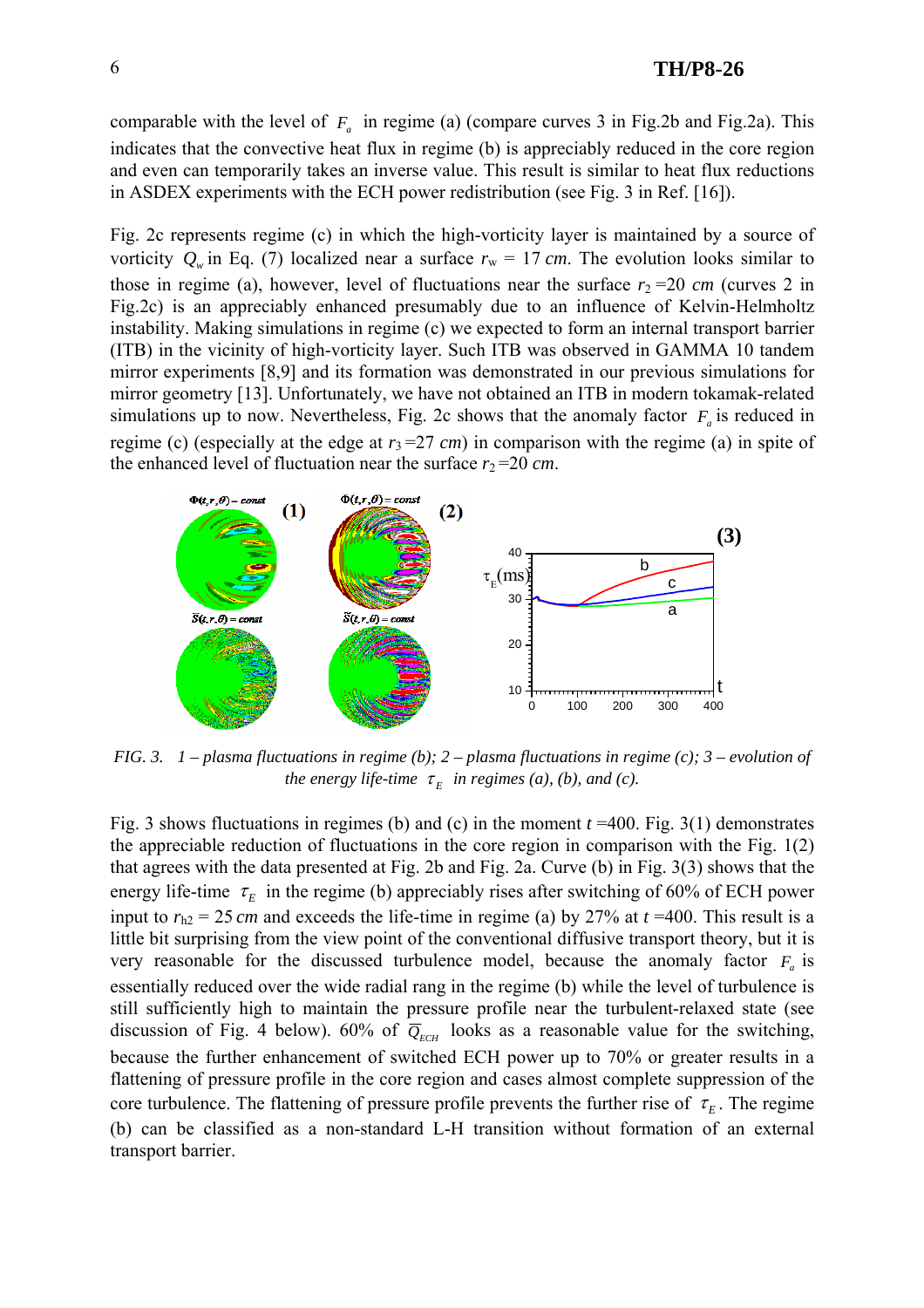comparable with the level of $F_a$ in regime (a) (compare curves 3 in Fig.2b and Fig.2a). This indicates that the convective heat flux in regime (b) is appreciably reduced in the core region and even can temporarily takes an inverse value. This result is similar to heat flux reductions in ASDEX experiments with the ECH power redistribution (see Fig. 3 in Ref. [16]).

Fig. 2c represents regime (c) in which the high-vorticity layer is maintained by a source of vorticity $Q_w$ in Eq. (7) localized near a surface $r_w$ = 17 *cm*. The evolution looks similar to those in regime (a), however, level of fluctuations near the surface $r_2$ =20 *cm* (curves 2 in Fig.2c) is an appreciably enhanced presumably due to an influence of Kelvin-Helmholtz instability. Making simulations in regime (c) we expected to form an internal transport barrier (ITB) in the vicinity of high-vorticity layer. Such ITB was observed in GAMMA 10 tandem mirror experiments [8,9] and its formation was demonstrated in our previous simulations for mirror geometry [13]. Unfortunately, we have not obtained an ITB in modern tokamak-related simulations up to now. Nevertheless, Fig. 2c shows that the anomaly factor $F_a$ is reduced in regime (c) (especially at the edge at $r_3$ =27 *cm*) in comparison with the regime (a) in spite of the enhanced level of fluctuation near the surface $r_2$ =20 *cm*.

*FIG. 3. 1 – plasma fluctuations in regime (b); 2 – plasma fluctuations in regime (c); 3 – evolution of the energy life-time $\tau_E$ in regimes (a), (b), and (c).*

Fig. 3 shows fluctuations in regimes (b) and (c) in the moment *t* =400. Fig. 3(1) demonstrates the appreciable reduction of fluctuations in the core region in comparison with the Fig. 1(2) that agrees with the data presented at Fig. 2b and Fig. 2a. Curve (b) in Fig. 3(3) shows that the energy life-time $\tau_E$ in the regime (b) appreciably rises after switching of 60% of ECH power input to $r_{h2}$ = 25 *cm* and exceeds the life-time in regime (a) by 27% at *t* =400. This result is a little bit surprising from the view point of the conventional diffusive transport theory, but it is very reasonable for the discussed turbulence model, because the anomaly factor $F_a$ is essentially reduced over the wide radial rang in the regime (b) while the level of turbulence is still sufficiently high to maintain the pressure profile near the turbulent-relaxed state (see discussion of Fig. 4 below). 60% of $\overline{Q}_{ECH}$ looks as a reasonable value for the switching, because the further enhancement of switched ECH power up to 70% or greater results in a flattening of pressure profile in the core region and cases almost complete suppression of the core turbulence. The flattening of pressure profile prevents the further rise of $\tau_E$. The regime (b) can be classified as a non-standard L-H transition without formation of an external transport barrier.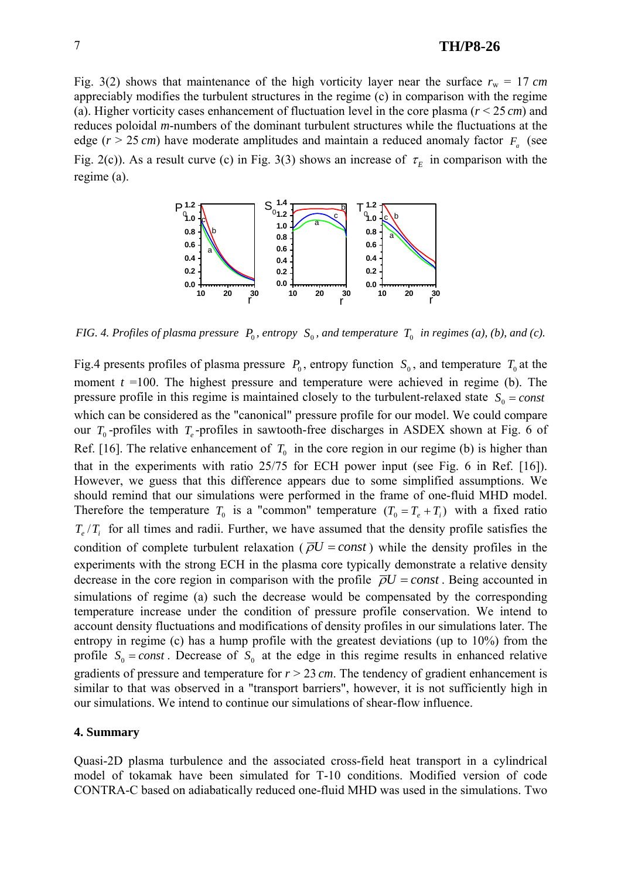Fig. 3(2) shows that maintenance of the high vorticity layer near the surface $r_w$ = 17 *cm* appreciably modifies the turbulent structures in the regime (c) in comparison with the regime (a). Higher vorticity cases enhancement of fluctuation level in the core plasma ($r$ < 25 *cm*) and reduces poloidal *m*-numbers of the dominant turbulent structures while the fluctuations at the edge ($r$ > 25 *cm*) have moderate amplitudes and maintain a reduced anomaly factor $F_a$ (see Fig. 2(c)). As a result curve (c) in Fig. 3(3) shows an increase of $\tau_E$ in comparison with the regime (a).

*FIG. 4. Profiles of plasma pressure $P_0$, entropy $S_0$, and temperature $T_0$ in regimes (a), (b), and (c).*

Fig.4 presents profiles of plasma pressure $P_0$, entropy function $S_0$, and temperature $T_0$ at the moment $t$ =100. The highest pressure and temperature were achieved in regime (b). The pressure profile in this regime is maintained closely to the turbulent-relaxed state $S_0 = const$ which can be considered as the "canonical" pressure profile for our model. We could compare our $T_0$-profiles with $T_e$-profiles in sawtooth-free discharges in ASDEX shown at Fig. 6 of Ref. [16]. The relative enhancement of $T_0$ in the core region in our regime (b) is higher than that in the experiments with ratio 25/75 for ECH power input (see Fig. 6 in Ref. [16]). However, we guess that this difference appears due to some simplified assumptions. We should remind that our simulations were performed in the frame of one-fluid MHD model. Therefore the temperature $T_0$ is a "common" temperature ($T_0 = T_e + T_i$) with a fixed ratio $T_e/T_i$ for all times and radii. Further, we have assumed that the density profile satisfies the condition of complete turbulent relaxation ($\bar{\rho}U = const$) while the density profiles in the experiments with the strong ECH in the plasma core typically demonstrate a relative density decrease in the core region in comparison with the profile $\bar{\rho}U = const$. Being accounted in simulations of regime (a) such the decrease would be compensated by the corresponding temperature increase under the condition of pressure profile conservation. We intend to account density fluctuations and modifications of density profiles in our simulations later. The entropy in regime (c) has a hump profile with the greatest deviations (up to 10%) from the profile $S_0 = const$. Decrease of $S_0$ at the edge in this regime results in enhanced relative gradients of pressure and temperature for $r$ > 23 *cm*. The tendency of gradient enhancement is similar to that was observed in a "transport barriers", however, it is not sufficiently high in our simulations. We intend to continue our simulations of shear-flow influence.

## 4. Summary

Quasi-2D plasma turbulence and the associated cross-field heat transport in a cylindrical model of tokamak have been simulated for T-10 conditions. Modified version of code CONTRA-C based on adiabatically reduced one-fluid MHD was used in the simulations. Two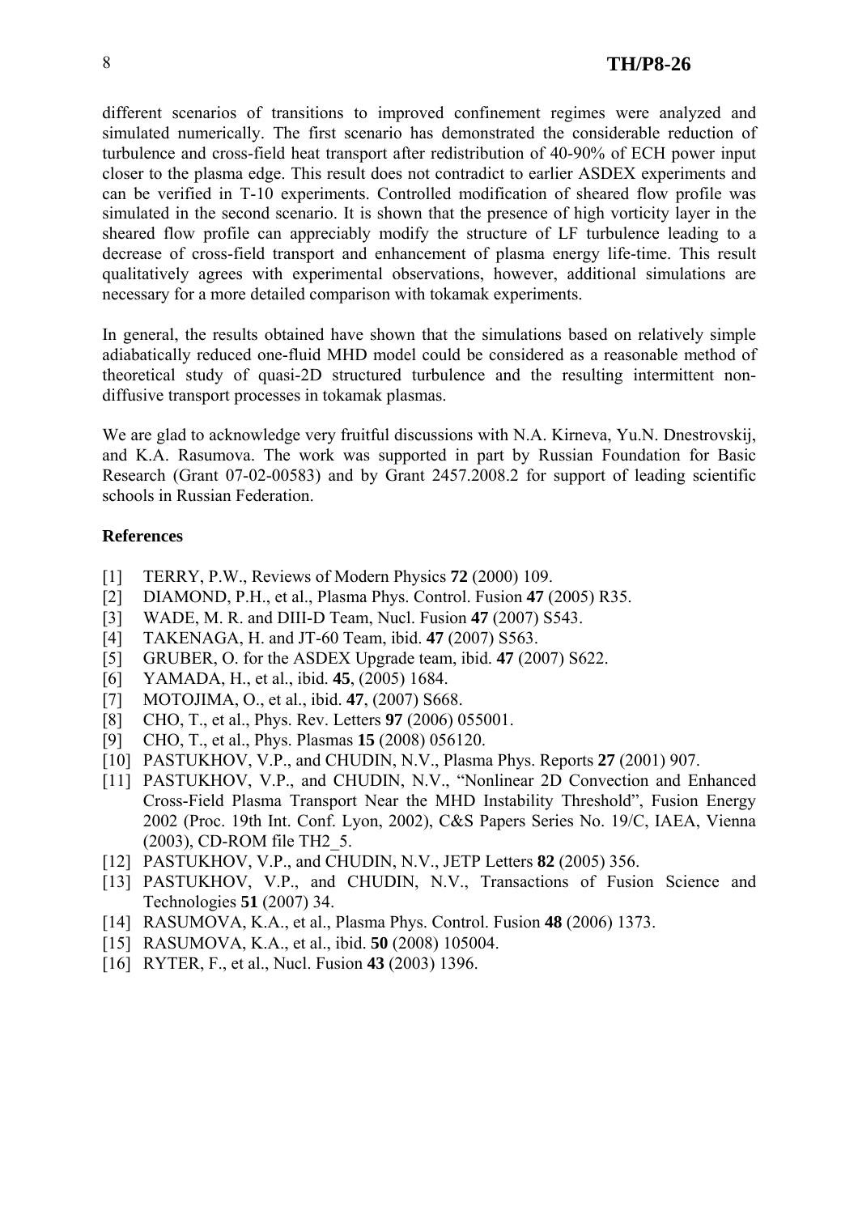different scenarios of transitions to improved confinement regimes were analyzed and simulated numerically. The first scenario has demonstrated the considerable reduction of turbulence and cross-field heat transport after redistribution of 40-90% of ECH power input closer to the plasma edge. This result does not contradict to earlier ASDEX experiments and can be verified in T-10 experiments. Controlled modification of sheared flow profile was simulated in the second scenario. It is shown that the presence of high vorticity layer in the sheared flow profile can appreciably modify the structure of LF turbulence leading to a decrease of cross-field transport and enhancement of plasma energy life-time. This result qualitatively agrees with experimental observations, however, additional simulations are necessary for a more detailed comparison with tokamak experiments.

In general, the results obtained have shown that the simulations based on relatively simple adiabatically reduced one-fluid MHD model could be considered as a reasonable method of theoretical study of quasi-2D structured turbulence and the resulting intermittent non-diffusive transport processes in tokamak plasmas.

We are glad to acknowledge very fruitful discussions with N.A. Kirneva, Yu.N. Dnestrovskij, and K.A. Rasumova. The work was supported in part by Russian Foundation for Basic Research (Grant 07-02-00583) and by Grant 2457.2008.2 for support of leading scientific schools in Russian Federation.

## References

[1] TERRY, P.W., Reviews of Modern Physics **72** (2000) 109.
[2] DIAMOND, P.H., et al., Plasma Phys. Control. Fusion **47** (2005) R35.
[3] WADE, M. R. and DIII-D Team, Nucl. Fusion **47** (2007) S543.
[4] TAKENAGA, H. and JT-60 Team, ibid. **47** (2007) S563.
[5] GRUBER, O. for the ASDEX Upgrade team, ibid. **47** (2007) S622.
[6] YAMADA, H., et al., ibid. **45**, (2005) 1684.
[7] MOTOJIMA, O., et al., ibid. **47**, (2007) S668.
[8] CHO, T., et al., Phys. Rev. Letters **97** (2006) 055001.
[9] CHO, T., et al., Phys. Plasmas **15** (2008) 056120.
[10] PASTUKHOV, V.P., and CHUDIN, N.V., Plasma Phys. Reports **27** (2001) 907.
[11] PASTUKHOV, V.P., and CHUDIN, N.V., "Nonlinear 2D Convection and Enhanced Cross-Field Plasma Transport Near the MHD Instability Threshold", Fusion Energy 2002 (Proc. 19th Int. Conf. Lyon, 2002), C&S Papers Series No. 19/C, IAEA, Vienna (2003), CD-ROM file TH2_5.
[12] PASTUKHOV, V.P., and CHUDIN, N.V., JETP Letters **82** (2005) 356.
[13] PASTUKHOV, V.P., and CHUDIN, N.V., Transactions of Fusion Science and Technologies **51** (2007) 34.
[14] RASUMOVA, K.A., et al., Plasma Phys. Control. Fusion **48** (2006) 1373.
[15] RASUMOVA, K.A., et al., ibid. **50** (2008) 105004.
[16] RYTER, F., et al., Nucl. Fusion **43** (2003) 1396.